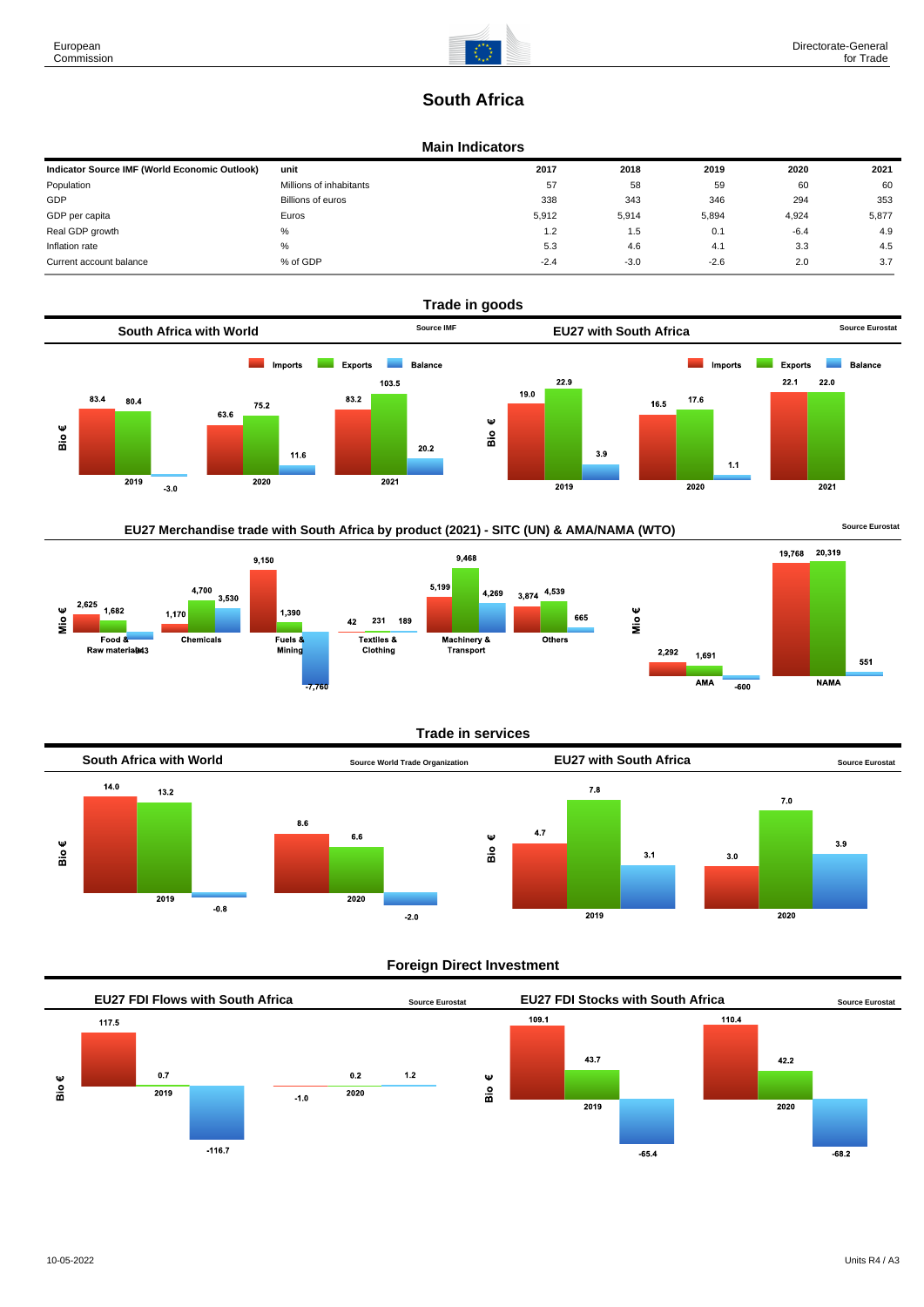# South Africa

## Main Indicators

| Indicator Source IMF (World Economic Outlook) | unit | 2017 | 2018 | 2019 | 2020 | 2021 |
|---|---|---|---|---|---|---|
| Population | Millions of inhabitants | 57 | 58 | 59 | 60 | 60 |
| GDP | Billions of euros | 338 | 343 | 346 | 294 | 353 |
| GDP per capita | Euros | 5,912 | 5,914 | 5,894 | 4,924 | 5,877 |
| Real GDP growth | % | 1.2 | 1.5 | 0.1 | -6.4 | 4.9 |
| Inflation rate | % | 5.3 | 4.6 | 4.1 | 3.3 | 4.5 |
| Current account balance | % of GDP | -2.4 | -3.0 | -2.6 | 2.0 | 3.7 |

## Trade in goods

### South Africa with World

Source IMF

Bio €

| | Imports | Exports | Balance |
|---|---|---|---|
| 2019 | 83.4 | 80.4 | -3.0 |
| 2020 | 63.6 | 75.2 | 11.6 |
| 2021 | 83.2 | 103.5 | 20.2 |

### EU27 with South Africa

Source Eurostat

Bio €

| | Imports | Exports | Balance |
|---|---|---|---|
| 2019 | 19.0 | 22.9 | 3.9 |
| 2020 | 16.5 | 17.6 | 1.1 |
| 2021 | 22.1 | 22.0 | |

### EU27 Merchandise trade with South Africa by product (2021) - SITC (UN) & AMA/NAMA (WTO)

Source Eurostat

Mio €

| | Imports | Exports | Balance |
|---|---|---|---|
| Food & Raw materials | 2,625 | 1,682 | -943 |
| Chemicals | 1,170 | 4,700 | 3,530 |
| Fuels & Mining | 9,150 | 1,390 | -7,760 |
| Textiles & Clothing | 42 | 231 | 189 |
| Machinery & Transport | 5,199 | 9,468 | 4,269 |
| Others | 3,874 | 4,539 | 665 |
| AMA | 2,292 | 1,691 | -600 |
| NAMA | 19,768 | 20,319 | 551 |

## Trade in services

### South Africa with World

Source World Trade Organization

Bio €

| | Imports | Exports | Balance |
|---|---|---|---|
| 2019 | 14.0 | 13.2 | -0.8 |
| 2020 | 8.6 | 6.6 | -2.0 |

### EU27 with South Africa

Source Eurostat

Bio €

| | Imports | Exports | Balance |
|---|---|---|---|
| 2019 | 4.7 | 7.8 | 3.1 |
| 2020 | 3.0 | 7.0 | 3.9 |

## Foreign Direct Investment

### EU27 FDI Flows with South Africa

Source Eurostat

Bio €

| | | | |
|---|---|---|---|
| 2019 | 117.5 | 0.7 | -116.7 |
| 2020 | -1.0 | 0.2 | 1.2 |

### EU27 FDI Stocks with South Africa

Source Eurostat

Bio €

| | | | |
|---|---|---|---|
| 2019 | 109.1 | 43.7 | -65.4 |
| 2020 | 110.4 | 42.2 | -68.2 |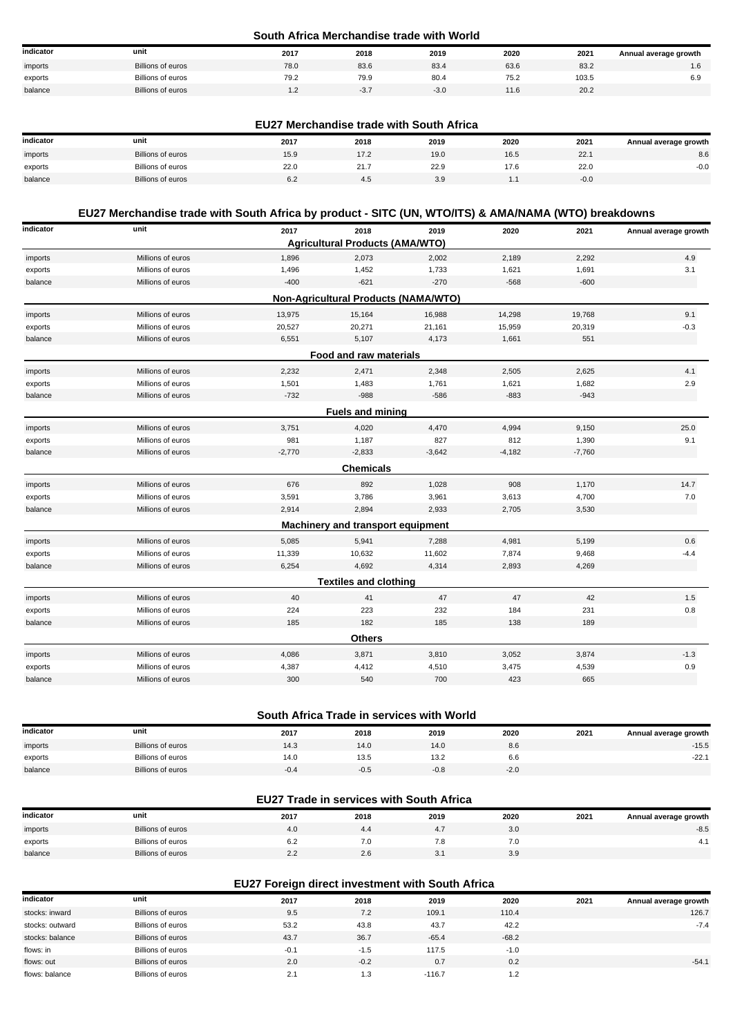## South Africa Merchandise trade with World

| indicator | unit | 2017 | 2018 | 2019 | 2020 | 2021 | Annual average growth |
| --- | --- | --- | --- | --- | --- | --- | --- |
| imports | Billions of euros | 78.0 | 83.6 | 83.4 | 63.6 | 83.2 | 1.6 |
| exports | Billions of euros | 79.2 | 79.9 | 80.4 | 75.2 | 103.5 | 6.9 |
| balance | Billions of euros | 1.2 | -3.7 | -3.0 | 11.6 | 20.2 | |

## EU27 Merchandise trade with South Africa

| indicator | unit | 2017 | 2018 | 2019 | 2020 | 2021 | Annual average growth |
| --- | --- | --- | --- | --- | --- | --- | --- |
| imports | Billions of euros | 15.9 | 17.2 | 19.0 | 16.5 | 22.1 | 8.6 |
| exports | Billions of euros | 22.0 | 21.7 | 22.9 | 17.6 | 22.0 | -0.0 |
| balance | Billions of euros | 6.2 | 4.5 | 3.9 | 1.1 | -0.0 | |

## EU27 Merchandise trade with South Africa by product - SITC (UN, WTO/ITS) & AMA/NAMA (WTO) breakdowns

| indicator | unit | 2017 | 2018 | 2019 | 2020 | 2021 | Annual average growth |
| --- | --- | --- | --- | --- | --- | --- | --- |
| **Agricultural Products (AMA/WTO)** | | | | | | | |
| imports | Millions of euros | 1,896 | 2,073 | 2,002 | 2,189 | 2,292 | 4.9 |
| exports | Millions of euros | 1,496 | 1,452 | 1,733 | 1,621 | 1,691 | 3.1 |
| balance | Millions of euros | -400 | -621 | -270 | -568 | -600 | |
| **Non-Agricultural Products (NAMA/WTO)** | | | | | | | |
| imports | Millions of euros | 13,975 | 15,164 | 16,988 | 14,298 | 19,768 | 9.1 |
| exports | Millions of euros | 20,527 | 20,271 | 21,161 | 15,959 | 20,319 | -0.3 |
| balance | Millions of euros | 6,551 | 5,107 | 4,173 | 1,661 | 551 | |
| **Food and raw materials** | | | | | | | |
| imports | Millions of euros | 2,232 | 2,471 | 2,348 | 2,505 | 2,625 | 4.1 |
| exports | Millions of euros | 1,501 | 1,483 | 1,761 | 1,621 | 1,682 | 2.9 |
| balance | Millions of euros | -732 | -988 | -586 | -883 | -943 | |
| **Fuels and mining** | | | | | | | |
| imports | Millions of euros | 3,751 | 4,020 | 4,470 | 4,994 | 9,150 | 25.0 |
| exports | Millions of euros | 981 | 1,187 | 827 | 812 | 1,390 | 9.1 |
| balance | Millions of euros | -2,770 | -2,833 | -3,642 | -4,182 | -7,760 | |
| **Chemicals** | | | | | | | |
| imports | Millions of euros | 676 | 892 | 1,028 | 908 | 1,170 | 14.7 |
| exports | Millions of euros | 3,591 | 3,786 | 3,961 | 3,613 | 4,700 | 7.0 |
| balance | Millions of euros | 2,914 | 2,894 | 2,933 | 2,705 | 3,530 | |
| **Machinery and transport equipment** | | | | | | | |
| imports | Millions of euros | 5,085 | 5,941 | 7,288 | 4,981 | 5,199 | 0.6 |
| exports | Millions of euros | 11,339 | 10,632 | 11,602 | 7,874 | 9,468 | -4.4 |
| balance | Millions of euros | 6,254 | 4,692 | 4,314 | 2,893 | 4,269 | |
| **Textiles and clothing** | | | | | | | |
| imports | Millions of euros | 40 | 41 | 47 | 47 | 42 | 1.5 |
| exports | Millions of euros | 224 | 223 | 232 | 184 | 231 | 0.8 |
| balance | Millions of euros | 185 | 182 | 185 | 138 | 189 | |
| **Others** | | | | | | | |
| imports | Millions of euros | 4,086 | 3,871 | 3,810 | 3,052 | 3,874 | -1.3 |
| exports | Millions of euros | 4,387 | 4,412 | 4,510 | 3,475 | 4,539 | 0.9 |
| balance | Millions of euros | 300 | 540 | 700 | 423 | 665 | |

## South Africa Trade in services with World

| indicator | unit | 2017 | 2018 | 2019 | 2020 | 2021 | Annual average growth |
| --- | --- | --- | --- | --- | --- | --- | --- |
| imports | Billions of euros | 14.3 | 14.0 | 14.0 | 8.6 | | -15.5 |
| exports | Billions of euros | 14.0 | 13.5 | 13.2 | 6.6 | | -22.1 |
| balance | Billions of euros | -0.4 | -0.5 | -0.8 | -2.0 | | |

## EU27 Trade in services with South Africa

| indicator | unit | 2017 | 2018 | 2019 | 2020 | 2021 | Annual average growth |
| --- | --- | --- | --- | --- | --- | --- | --- |
| imports | Billions of euros | 4.0 | 4.4 | 4.7 | 3.0 | | -8.5 |
| exports | Billions of euros | 6.2 | 7.0 | 7.8 | 7.0 | | 4.1 |
| balance | Billions of euros | 2.2 | 2.6 | 3.1 | 3.9 | | |

## EU27 Foreign direct investment with South Africa

| indicator | unit | 2017 | 2018 | 2019 | 2020 | 2021 | Annual average growth |
| --- | --- | --- | --- | --- | --- | --- | --- |
| stocks: inward | Billions of euros | 9.5 | 7.2 | 109.1 | 110.4 | | 126.7 |
| stocks: outward | Billions of euros | 53.2 | 43.8 | 43.7 | 42.2 | | -7.4 |
| stocks: balance | Billions of euros | 43.7 | 36.7 | -65.4 | -68.2 | | |
| flows: in | Billions of euros | -0.1 | -1.5 | 117.5 | -1.0 | | |
| flows: out | Billions of euros | 2.0 | -0.2 | 0.7 | 0.2 | | -54.1 |
| flows: balance | Billions of euros | 2.1 | 1.3 | -116.7 | 1.2 | | |